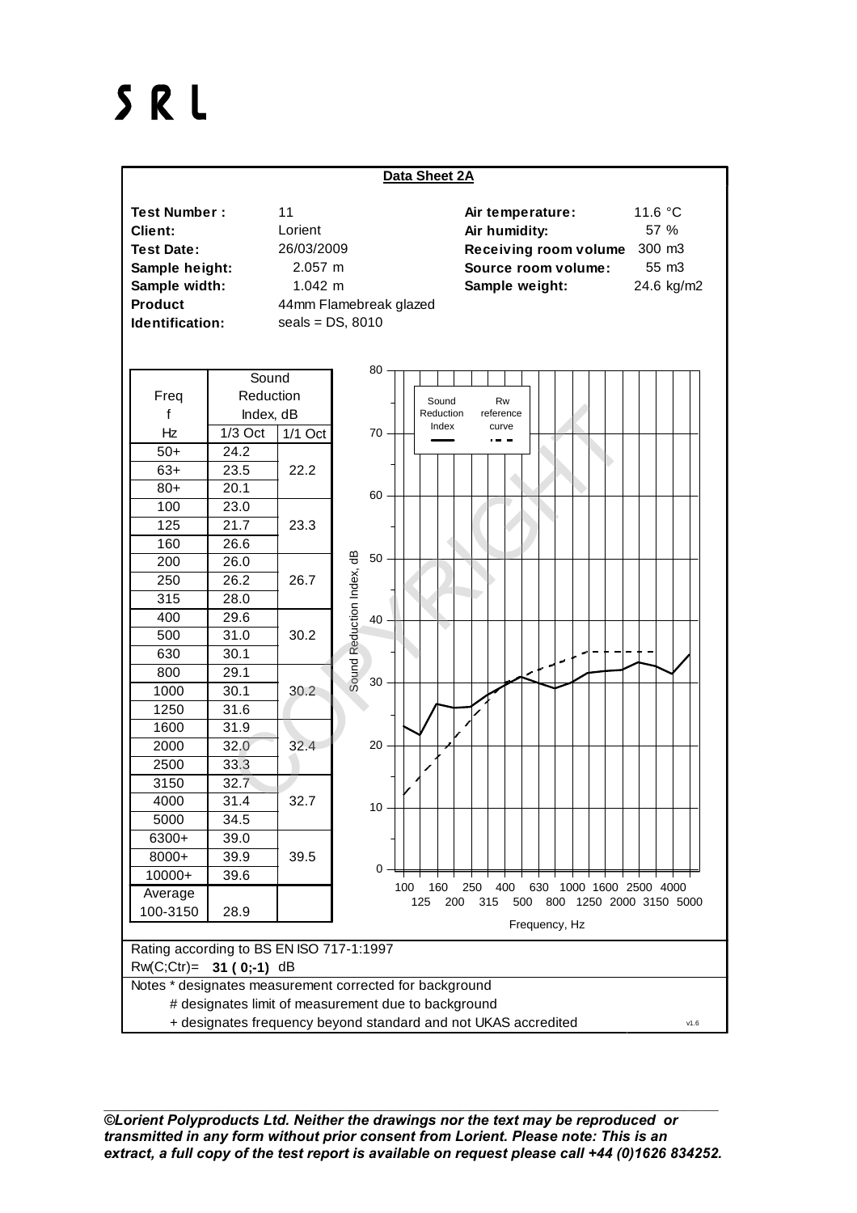# S R L

## Data Sheet 2A

| | | | |
|---|---|---|---|
| **Test Number :** | 11 | **Air temperature:** | 11.6 °C |
| **Client:** | Lorient | **Air humidity:** | 57 % |
| **Test Date:** | 26/03/2009 | **Receiving room volume** | 300 m3 |
| **Sample height:** | 2.057 m | **Source room volume:** | 55 m3 |
| **Sample width:** | 1.042 m | **Sample weight:** | 24.6 kg/m2 |
| **Product Identification:** | 44mm Flamebreak glazed seals = DS, 8010 | | |

| Freq f Hz | Sound Reduction Index, dB 1/3 Oct | 1/1 Oct |
|---|---|---|
| 50+ | 24.2 | |
| 63+ | 23.5 | 22.2 |
| 80+ | 20.1 | |
| 100 | 23.0 | |
| 125 | 21.7 | 23.3 |
| 160 | 26.6 | |
| 200 | 26.0 | |
| 250 | 26.2 | 26.7 |
| 315 | 28.0 | |
| 400 | 29.6 | |
| 500 | 31.0 | 30.2 |
| 630 | 30.1 | |
| 800 | 29.1 | |
| 1000 | 30.1 | 30.2 |
| 1250 | 31.6 | |
| 1600 | 31.9 | |
| 2000 | 32.0 | 32.4 |
| 2500 | 33.3 | |
| 3150 | 32.7 | |
| 4000 | 31.4 | 32.7 |
| 5000 | 34.5 | |
| 6300+ | 39.0 | |
| 8000+ | 39.9 | 39.5 |
| 10000+ | 39.6 | |
| Average 100-3150 | 28.9 | |

Sound Reduction Index, dB

Sound Reduction Index

Rw reference curve

80
70
60
50
40
30
20
10
0

100 125 160 200 250 315 400 500 630 800 1000 1250 1600 2000 2500 3150 4000 5000

Frequency, Hz

COPYRIGHT

Rating according to BS EN ISO 717-1:1997

Rw(C;Ctr)= **31 ( 0;-1)** dB

Notes * designates measurement corrected for background

# designates limit of measurement due to background

+ designates frequency beyond standard and not UKAS accredited

v1.6

***©Lorient Polyproducts Ltd. Neither the drawings nor the text may be reproduced or transmitted in any form without prior consent from Lorient. Please note: This is an extract, a full copy of the test report is available on request please call +44 (0)1626 834252.***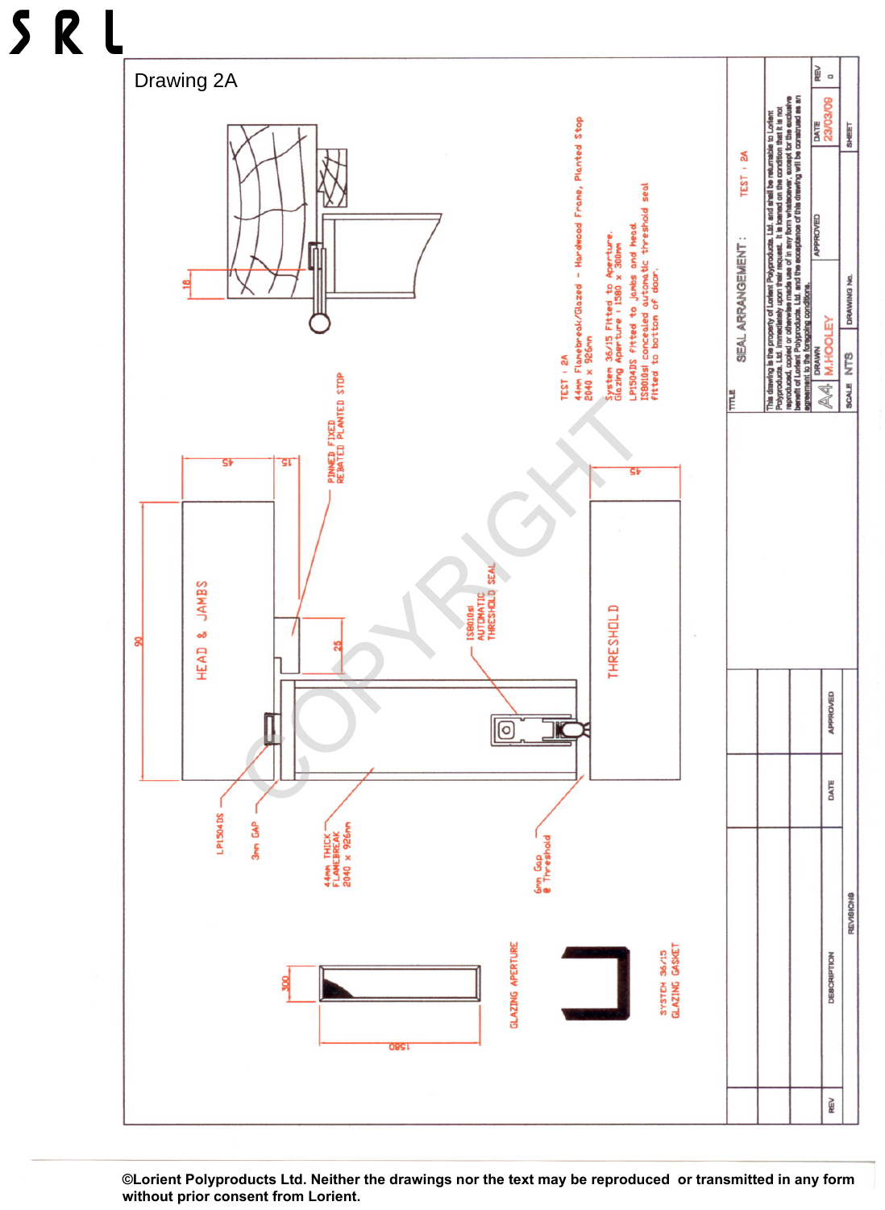SRL

Drawing 2A

TEST : 2A
44mm Flamebreak/Glazed - Hardwood Frame, Planted Stop
2040 x 926mm

System 36/15 Fitted to Aperture.
Glazing Aperture : 1580 x 300mm
LP1504DS fitted to Jambs and head.
IS8010si concealed automatic threshold seal
fitted to bottom of door.

HEAD & JAMBS

THRESHOLD

PINNED FIXED REBATED PLANTED STOP

IS8010si AUTOMATIC THRESHOLD SEAL

LP1504DS

3mm GAP

44mm THICK FLAMEBREAK 2040 x 926mm

6mm Gap @ Threshold

GLAZING APERTURE

SYSTEM 36/15 GLAZING GASKET

90

45

15

25

45

18

300

1580

TITLE SEAL ARRANGEMENT : TEST : 2A

This drawing is the property of Lorient Polyproducts Ltd. and shall be returnable to Lorient Polyproducts Ltd. immediately upon their request. It is loaned on the condition that it is not reproduced, copied or otherwise made use of in any form whatsoever, except for the exclusive benefit of Lorient Polyproducts Ltd. and the acceptance of this drawing will be construed as an agreement to the foregoing conditions.

| A4 | DRAWN M.HOOLEY | APPROVED | DATE 23/03/09 | REV 0 |
|---|---|---|---|---|
| SCALE NTS | DRAWING No. | | SHEET | |

| REV | DESCRIPTION | DATE | APPROVED |
|---|---|---|---|
| REVISIONS | | | |

©Lorient Polyproducts Ltd. Neither the drawings nor the text may be reproduced or transmitted in any form without prior consent from Lorient.